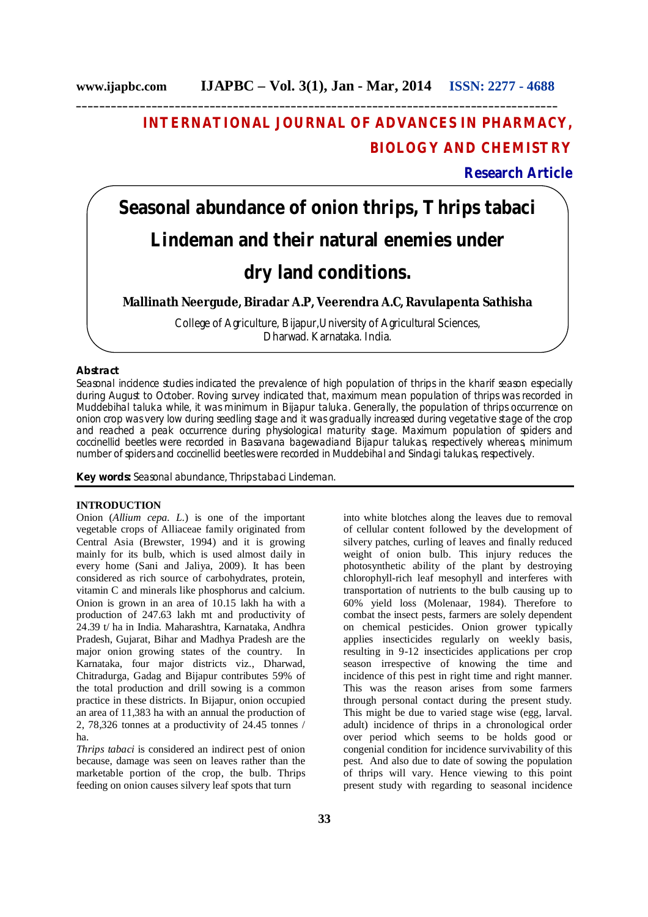# INTERNATIONAL JOURNAL OF ADVANCES IN PHARMACY, BIOLOGY AND CHEMISTRY

**Research Article**

# Seasonal abundance of onion thrips, Thrips tabaci Lindeman and their natural enemies under dry land conditions.

**Mallinath Neergude, Biradar A.P, Veerendra A.C, Ravulapenta Sathisha**

College of Agriculture, Bijapur,University of Agricultural Sciences, Dharwad. Karnataka. India.

## Abstract

Seasonal incidence studies indicated the prevalence of high population of thrips in the kharif season especially during August to October. Roving survey indicated that, maximum mean population of thrips was recorded in Muddebihal taluka while, it was minimum in Bijapur taluka. Generally, the population of thrips occurrence on onion crop was very low during seedling stage and it was gradually increased during vegetative stage of the crop and reached a peak occurrence during physiological maturity stage. Maximum population of spiders and coccinellid beetles were recorded in Basavana bagewadiand Bijapur talukas, respectively whereas, minimum number of spiders and coccinellid beetles were recorded in Muddebihal and Sindagi talukas, respectively.

**Key words:** Seasonal abundance, Thrips tabaci Lindeman.

## INTRODUCTION

Onion (*Allium cepa. L.*) is one of the important vegetable crops of Alliaceae family originated from Central Asia (Brewster, 1994) and it is growing mainly for its bulb, which is used almost daily in every home (Sani and Jaliya, 2009). It has been considered as rich source of carbohydrates, protein, vitamin C and minerals like phosphorus and calcium. Onion is grown in an area of 10.15 lakh ha with a production of 247.63 lakh mt and productivity of 24.39 t/ ha in India. Maharashtra, Karnataka, Andhra Pradesh, Gujarat, Bihar and Madhya Pradesh are the major onion growing states of the country. In Karnataka, four major districts viz., Dharwad, Chitradurga, Gadag and Bijapur contributes 59% of the total production and drill sowing is a common practice in these districts. In Bijapur, onion occupied an area of 11,383 ha with an annual the production of 2, 78,326 tonnes at a productivity of 24.45 tonnes / ha.

*Thrips tabaci* is considered an indirect pest of onion because, damage was seen on leaves rather than the marketable portion of the crop, the bulb. Thrips feeding on onion causes silvery leaf spots that turn into white blotches along the leaves due to removal of cellular content followed by the development of silvery patches, curling of leaves and finally reduced weight of onion bulb. This injury reduces the photosynthetic ability of the plant by destroying chlorophyll-rich leaf mesophyll and interferes with transportation of nutrients to the bulb causing up to 60% yield loss (Molenaar, 1984). Therefore to combat the insect pests, farmers are solely dependent on chemical pesticides. Onion grower typically applies insecticides regularly on weekly basis, resulting in 9-12 insecticides applications per crop season irrespective of knowing the time and incidence of this pest in right time and right manner. This was the reason arises from some farmers through personal contact during the present study. This might be due to varied stage wise (egg, larval. adult) incidence of thrips in a chronological order over period which seems to be holds good or congenial condition for incidence survivability of this pest. And also due to date of sowing the population of thrips will vary. Hence viewing to this point present study with regarding to seasonal incidence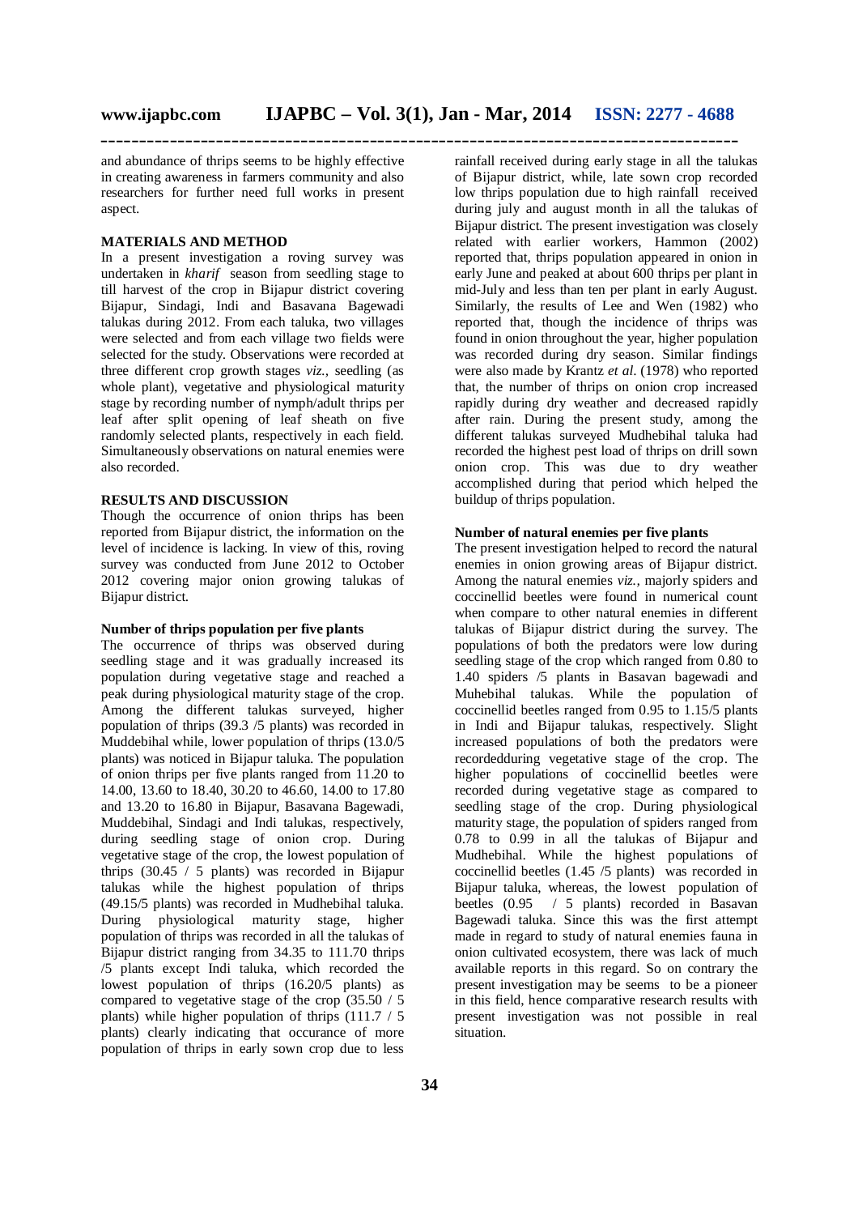and abundance of thrips seems to be highly effective in creating awareness in farmers community and also researchers for further need full works in present aspect.

## MATERIALS AND METHOD

In a present investigation a roving survey was undertaken in *kharif* season from seedling stage to till harvest of the crop in Bijapur district covering Bijapur, Sindagi, Indi and Basavana Bagewadi talukas during 2012. From each taluka, two villages were selected and from each village two fields were selected for the study. Observations were recorded at three different crop growth stages *viz.,* seedling (as whole plant), vegetative and physiological maturity stage by recording number of nymph/adult thrips per leaf after split opening of leaf sheath on five randomly selected plants, respectively in each field. Simultaneously observations on natural enemies were also recorded.

## RESULTS AND DISCUSSION

Though the occurrence of onion thrips has been reported from Bijapur district, the information on the level of incidence is lacking. In view of this, roving survey was conducted from June 2012 to October 2012 covering major onion growing talukas of Bijapur district.

### Number of thrips population per five plants

The occurrence of thrips was observed during seedling stage and it was gradually increased its population during vegetative stage and reached a peak during physiological maturity stage of the crop. Among the different talukas surveyed, higher population of thrips (39.3 /5 plants) was recorded in Muddebihal while, lower population of thrips (13.0/5 plants) was noticed in Bijapur taluka. The population of onion thrips per five plants ranged from 11.20 to 14.00, 13.60 to 18.40, 30.20 to 46.60, 14.00 to 17.80 and 13.20 to 16.80 in Bijapur, Basavana Bagewadi, Muddebihal, Sindagi and Indi talukas, respectively, during seedling stage of onion crop. During vegetative stage of the crop, the lowest population of thrips (30.45 / 5 plants) was recorded in Bijapur talukas while the highest population of thrips (49.15/5 plants) was recorded in Mudhebihal taluka. During physiological maturity stage, higher population of thrips was recorded in all the talukas of Bijapur district ranging from 34.35 to 111.70 thrips /5 plants except Indi taluka, which recorded the lowest population of thrips (16.20/5 plants) as compared to vegetative stage of the crop (35.50 / 5 plants) while higher population of thrips (111.7 / 5 plants) clearly indicating that occurance of more population of thrips in early sown crop due to less rainfall received during early stage in all the talukas of Bijapur district, while, late sown crop recorded low thrips population due to high rainfall received during july and august month in all the talukas of Bijapur district. The present investigation was closely related with earlier workers, Hammon (2002) reported that, thrips population appeared in onion in early June and peaked at about 600 thrips per plant in mid-July and less than ten per plant in early August. Similarly, the results of Lee and Wen (1982) who reported that, though the incidence of thrips was found in onion throughout the year, higher population was recorded during dry season. Similar findings were also made by Krantz *et al*. (1978) who reported that, the number of thrips on onion crop increased rapidly during dry weather and decreased rapidly after rain. During the present study, among the different talukas surveyed Mudhebihal taluka had recorded the highest pest load of thrips on drill sown onion crop. This was due to dry weather accomplished during that period which helped the buildup of thrips population.

### Number of natural enemies per five plants

The present investigation helped to record the natural enemies in onion growing areas of Bijapur district. Among the natural enemies *viz.,* majorly spiders and coccinellid beetles were found in numerical count when compare to other natural enemies in different talukas of Bijapur district during the survey. The populations of both the predators were low during seedling stage of the crop which ranged from 0.80 to 1.40 spiders /5 plants in Basavan bagewadi and Muhebihal talukas. While the population of coccinellid beetles ranged from 0.95 to 1.15/5 plants in Indi and Bijapur talukas, respectively. Slight increased populations of both the predators were recordedduring vegetative stage of the crop. The higher populations of coccinellid beetles were recorded during vegetative stage as compared to seedling stage of the crop. During physiological maturity stage, the population of spiders ranged from 0.78 to 0.99 in all the talukas of Bijapur and Mudhebihal. While the highest populations of coccinellid beetles (1.45 /5 plants) was recorded in Bijapur taluka, whereas, the lowest population of beetles (0.95 / 5 plants) recorded in Basavan Bagewadi taluka. Since this was the first attempt made in regard to study of natural enemies fauna in onion cultivated ecosystem, there was lack of much available reports in this regard. So on contrary the present investigation may be seems to be a pioneer in this field, hence comparative research results with present investigation was not possible in real situation.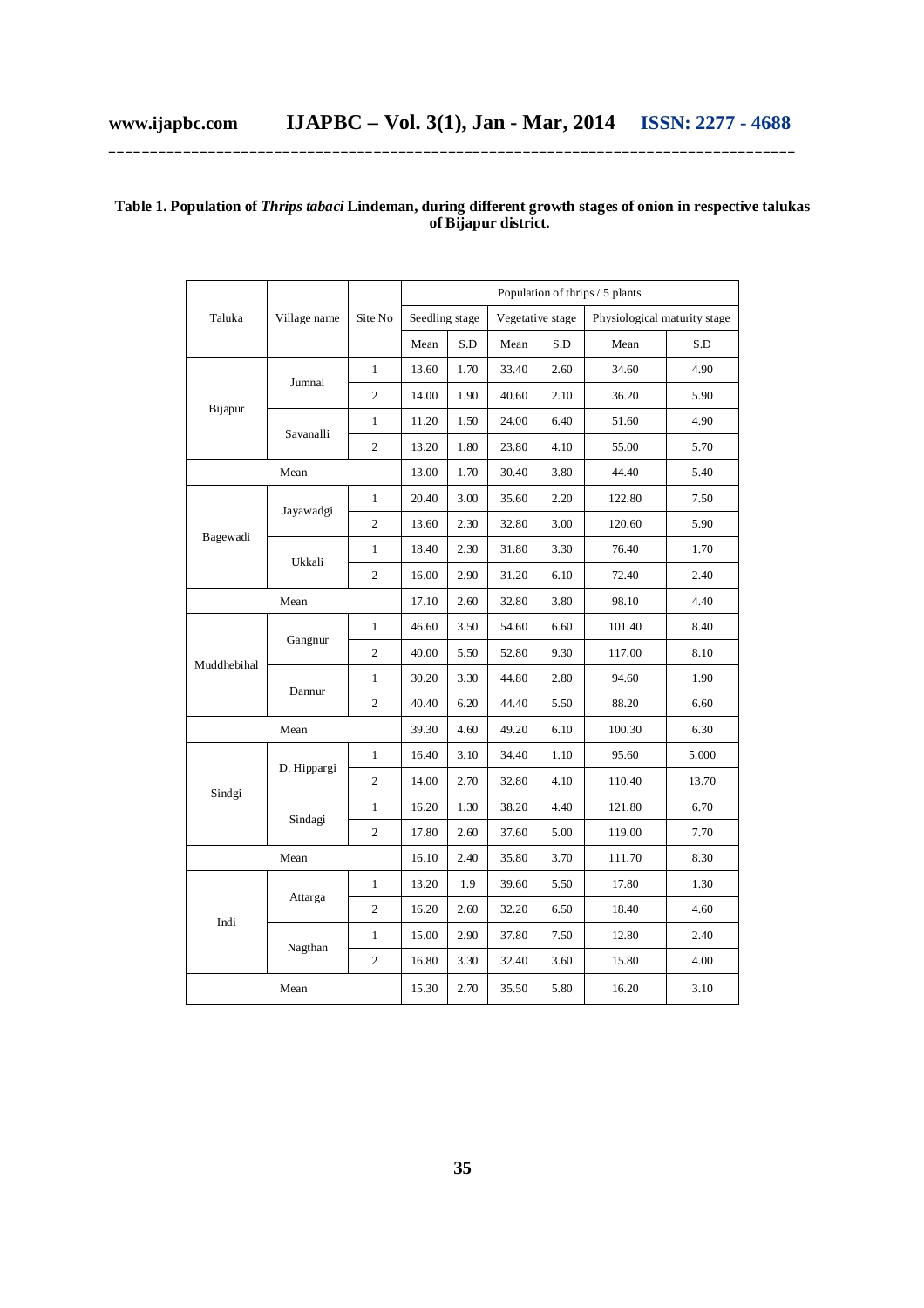**Table 1. Population of *Thrips tabaci* Lindeman, during different growth stages of onion in respective talukas of Bijapur district.**

| Taluka | Village name | Site No | Population of thrips / 5 plants | | | | | |
|---|---|---|---|---|---|---|---|---|
| | | | Seedling stage | | Vegetative stage | | Physiological maturity stage | |
| | | | Mean | S.D | Mean | S.D | Mean | S.D |
| Bijapur | Jumnal | 1 | 13.60 | 1.70 | 33.40 | 2.60 | 34.60 | 4.90 |
| | | 2 | 14.00 | 1.90 | 40.60 | 2.10 | 36.20 | 5.90 |
| | Savanalli | 1 | 11.20 | 1.50 | 24.00 | 6.40 | 51.60 | 4.90 |
| | | 2 | 13.20 | 1.80 | 23.80 | 4.10 | 55.00 | 5.70 |
| Mean | | | 13.00 | 1.70 | 30.40 | 3.80 | 44.40 | 5.40 |
| Bagewadi | Jayawadgi | 1 | 20.40 | 3.00 | 35.60 | 2.20 | 122.80 | 7.50 |
| | | 2 | 13.60 | 2.30 | 32.80 | 3.00 | 120.60 | 5.90 |
| | Ukkali | 1 | 18.40 | 2.30 | 31.80 | 3.30 | 76.40 | 1.70 |
| | | 2 | 16.00 | 2.90 | 31.20 | 6.10 | 72.40 | 2.40 |
| Mean | | | 17.10 | 2.60 | 32.80 | 3.80 | 98.10 | 4.40 |
| Muddhebihal | Gangnur | 1 | 46.60 | 3.50 | 54.60 | 6.60 | 101.40 | 8.40 |
| | | 2 | 40.00 | 5.50 | 52.80 | 9.30 | 117.00 | 8.10 |
| | Dannur | 1 | 30.20 | 3.30 | 44.80 | 2.80 | 94.60 | 1.90 |
| | | 2 | 40.40 | 6.20 | 44.40 | 5.50 | 88.20 | 6.60 |
| Mean | | | 39.30 | 4.60 | 49.20 | 6.10 | 100.30 | 6.30 |
| Sindgi | D. Hippargi | 1 | 16.40 | 3.10 | 34.40 | 1.10 | 95.60 | 5.000 |
| | | 2 | 14.00 | 2.70 | 32.80 | 4.10 | 110.40 | 13.70 |
| | Sindagi | 1 | 16.20 | 1.30 | 38.20 | 4.40 | 121.80 | 6.70 |
| | | 2 | 17.80 | 2.60 | 37.60 | 5.00 | 119.00 | 7.70 |
| Mean | | | 16.10 | 2.40 | 35.80 | 3.70 | 111.70 | 8.30 |
| Indi | Attarga | 1 | 13.20 | 1.9 | 39.60 | 5.50 | 17.80 | 1.30 |
| | | 2 | 16.20 | 2.60 | 32.20 | 6.50 | 18.40 | 4.60 |
| | Nagthan | 1 | 15.00 | 2.90 | 37.80 | 7.50 | 12.80 | 2.40 |
| | | 2 | 16.80 | 3.30 | 32.40 | 3.60 | 15.80 | 4.00 |
| Mean | | | 15.30 | 2.70 | 35.50 | 5.80 | 16.20 | 3.10 |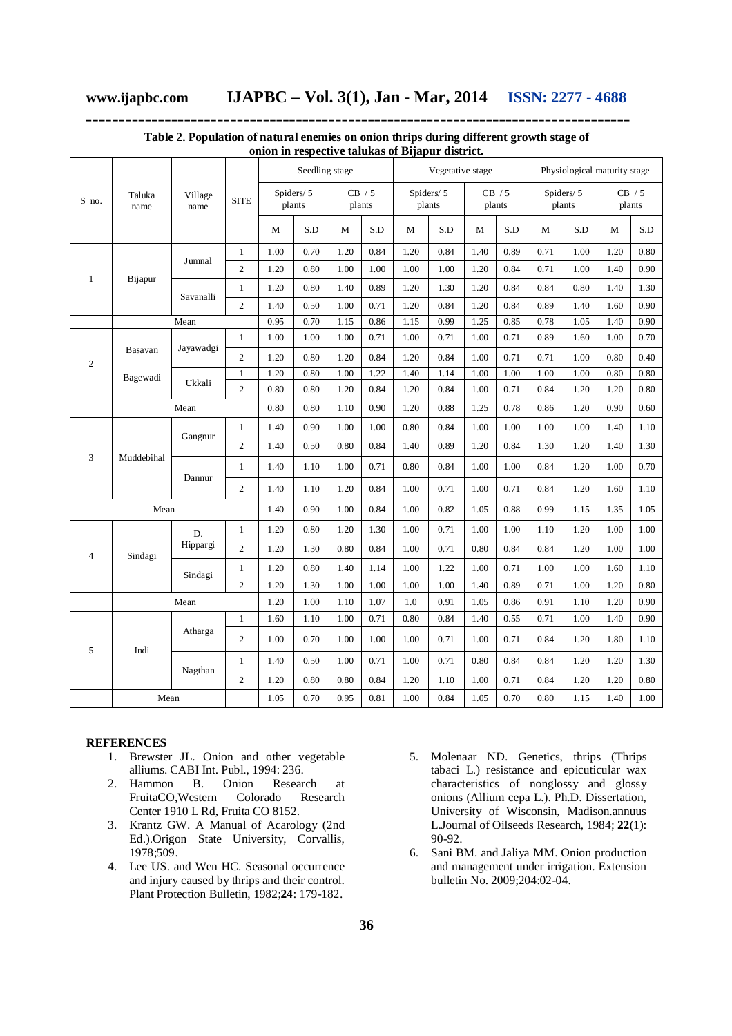**Table 2. Population of natural enemies on onion thrips during different growth stage of onion in respective talukas of Bijapur district.**

| S no. | Taluka name | Village name | SITE | Seedling stage | | | | Vegetative stage | | | | Physiological maturity stage | | | |
|---|---|---|---|---|---|---|---|---|---|---|---|---|---|---|---|
| | | | | Spiders/ 5 plants | | CB / 5 plants | | Spiders/ 5 plants | | CB / 5 plants | | Spiders/ 5 plants | | CB / 5 plants | |
| | | | | M | S.D | M | S.D | M | S.D | M | S.D | M | S.D | M | S.D |
| 1 | Bijapur | Jumnal | 1 | 1.00 | 0.70 | 1.20 | 0.84 | 1.20 | 0.84 | 1.40 | 0.89 | 0.71 | 1.00 | 1.20 | 0.80 |
| | | | 2 | 1.20 | 0.80 | 1.00 | 1.00 | 1.00 | 1.00 | 1.20 | 0.84 | 0.71 | 1.00 | 1.40 | 0.90 |
| | | Savanalli | 1 | 1.20 | 0.80 | 1.40 | 0.89 | 1.20 | 1.30 | 1.20 | 0.84 | 0.84 | 0.80 | 1.40 | 1.30 |
| | | | 2 | 1.40 | 0.50 | 1.00 | 0.71 | 1.20 | 0.84 | 1.20 | 0.84 | 0.89 | 1.40 | 1.60 | 0.90 |
| | Mean | | | 0.95 | 0.70 | 1.15 | 0.86 | 1.15 | 0.99 | 1.25 | 0.85 | 0.78 | 1.05 | 1.40 | 0.90 |
| 2 | Basavan Bagewadi | Jayawadgi | 1 | 1.00 | 1.00 | 1.00 | 0.71 | 1.00 | 0.71 | 1.00 | 0.71 | 0.89 | 1.60 | 1.00 | 0.70 |
| | | | 2 | 1.20 | 0.80 | 1.20 | 0.84 | 1.20 | 0.84 | 1.00 | 0.71 | 0.71 | 1.00 | 0.80 | 0.40 |
| | | Ukkali | 1 | 1.20 | 0.80 | 1.00 | 1.22 | 1.40 | 1.14 | 1.00 | 1.00 | 1.00 | 1.00 | 0.80 | 0.80 |
| | | | 2 | 0.80 | 0.80 | 1.20 | 0.84 | 1.20 | 0.84 | 1.00 | 0.71 | 0.84 | 1.20 | 1.20 | 0.80 |
| | Mean | | | 0.80 | 0.80 | 1.10 | 0.90 | 1.20 | 0.88 | 1.25 | 0.78 | 0.86 | 1.20 | 0.90 | 0.60 |
| 3 | Muddebihal | Gangnur | 1 | 1.40 | 0.90 | 1.00 | 1.00 | 0.80 | 0.84 | 1.00 | 1.00 | 1.00 | 1.00 | 1.40 | 1.10 |
| | | | 2 | 1.40 | 0.50 | 0.80 | 0.84 | 1.40 | 0.89 | 1.20 | 0.84 | 1.30 | 1.20 | 1.40 | 1.30 |
| | | Dannur | 1 | 1.40 | 1.10 | 1.00 | 0.71 | 0.80 | 0.84 | 1.00 | 1.00 | 0.84 | 1.20 | 1.00 | 0.70 |
| | | | 2 | 1.40 | 1.10 | 1.20 | 0.84 | 1.00 | 0.71 | 1.00 | 0.71 | 0.84 | 1.20 | 1.60 | 1.10 |
| | Mean | | | 1.40 | 0.90 | 1.00 | 0.84 | 1.00 | 0.82 | 1.05 | 0.88 | 0.99 | 1.15 | 1.35 | 1.05 |
| 4 | Sindagi | D. Hippargi | 1 | 1.20 | 0.80 | 1.20 | 1.30 | 1.00 | 0.71 | 1.00 | 1.00 | 1.10 | 1.20 | 1.00 | 1.00 |
| | | | 2 | 1.20 | 1.30 | 0.80 | 0.84 | 1.00 | 0.71 | 0.80 | 0.84 | 0.84 | 1.20 | 1.00 | 1.00 |
| | | Sindagi | 1 | 1.20 | 0.80 | 1.40 | 1.14 | 1.00 | 1.22 | 1.00 | 0.71 | 1.00 | 1.00 | 1.60 | 1.10 |
| | | | 2 | 1.20 | 1.30 | 1.00 | 1.00 | 1.00 | 1.00 | 1.40 | 0.89 | 0.71 | 1.00 | 1.20 | 0.80 |
| | Mean | | | 1.20 | 1.00 | 1.10 | 1.07 | 1.0 | 0.91 | 1.05 | 0.86 | 0.91 | 1.10 | 1.20 | 0.90 |
| 5 | Indi | Atharga | 1 | 1.60 | 1.10 | 1.00 | 0.71 | 0.80 | 0.84 | 1.40 | 0.55 | 0.71 | 1.00 | 1.40 | 0.90 |
| | | | 2 | 1.00 | 0.70 | 1.00 | 1.00 | 1.00 | 0.71 | 1.00 | 0.71 | 0.84 | 1.20 | 1.80 | 1.10 |
| | | Nagthan | 1 | 1.40 | 0.50 | 1.00 | 0.71 | 1.00 | 0.71 | 0.80 | 0.84 | 0.84 | 1.20 | 1.20 | 1.30 |
| | | | 2 | 1.20 | 0.80 | 0.80 | 0.84 | 1.20 | 1.10 | 1.00 | 0.71 | 0.84 | 1.20 | 1.20 | 0.80 |
| | Mean | | | 1.05 | 0.70 | 0.95 | 0.81 | 1.00 | 0.84 | 1.05 | 0.70 | 0.80 | 1.15 | 1.40 | 1.00 |

## REFERENCES

1. Brewster JL. Onion and other vegetable alliums. CABI Int. Publ., 1994: 236.
2. Hammon B. Onion Research at FruitaCO,Western Colorado Research Center 1910 L Rd, Fruita CO 8152.
3. Krantz GW. A Manual of Acarology (2nd Ed.).Origon State University, Corvallis, 1978;509.
4. Lee US. and Wen HC. Seasonal occurrence and injury caused by thrips and their control. Plant Protection Bulletin, 1982;**24**: 179-182.
5. Molenaar ND. Genetics, thrips (Thrips tabaci L.) resistance and epicuticular wax characteristics of nonglossy and glossy onions (Allium cepa L.). Ph.D. Dissertation, University of Wisconsin, Madison.annuus L.Journal of Oilseeds Research, 1984; **22**(1): 90-92.
6. Sani BM. and Jaliya MM. Onion production and management under irrigation. Extension bulletin No. 2009;204:02-04.